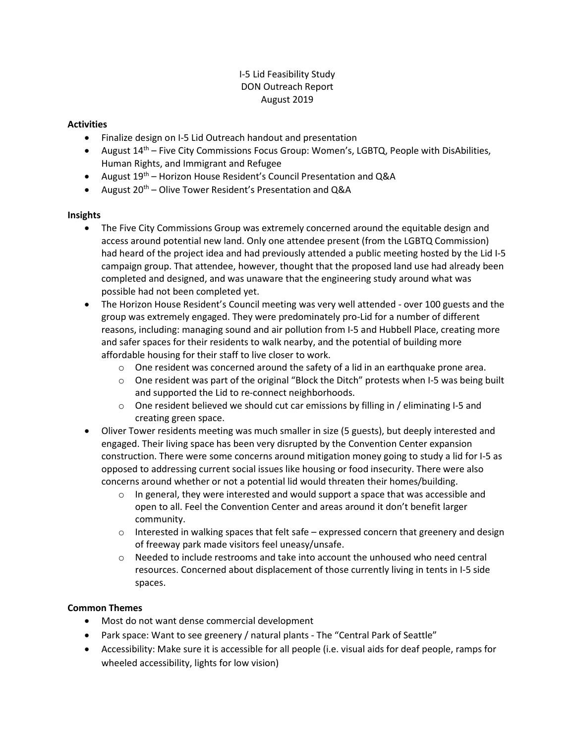I-5 Lid Feasibility Study
DON Outreach Report
August 2019

**Activities**

- Finalize design on I-5 Lid Outreach handout and presentation
- August 14th – Five City Commissions Focus Group: Women's, LGBTQ, People with DisAbilities, Human Rights, and Immigrant and Refugee
- August 19th – Horizon House Resident's Council Presentation and Q&A
- August 20th – Olive Tower Resident's Presentation and Q&A

**Insights**

- The Five City Commissions Group was extremely concerned around the equitable design and access around potential new land. Only one attendee present (from the LGBTQ Commission) had heard of the project idea and had previously attended a public meeting hosted by the Lid I-5 campaign group. That attendee, however, thought that the proposed land use had already been completed and designed, and was unaware that the engineering study around what was possible had not been completed yet.
- The Horizon House Resident's Council meeting was very well attended - over 100 guests and the group was extremely engaged. They were predominately pro-Lid for a number of different reasons, including: managing sound and air pollution from I-5 and Hubbell Place, creating more and safer spaces for their residents to walk nearby, and the potential of building more affordable housing for their staff to live closer to work.
  - One resident was concerned around the safety of a lid in an earthquake prone area.
  - One resident was part of the original "Block the Ditch" protests when I-5 was being built and supported the Lid to re-connect neighborhoods.
  - One resident believed we should cut car emissions by filling in / eliminating I-5 and creating green space.
- Oliver Tower residents meeting was much smaller in size (5 guests), but deeply interested and engaged. Their living space has been very disrupted by the Convention Center expansion construction. There were some concerns around mitigation money going to study a lid for I-5 as opposed to addressing current social issues like housing or food insecurity. There were also concerns around whether or not a potential lid would threaten their homes/building.
  - In general, they were interested and would support a space that was accessible and open to all. Feel the Convention Center and areas around it don't benefit larger community.
  - Interested in walking spaces that felt safe – expressed concern that greenery and design of freeway park made visitors feel uneasy/unsafe.
  - Needed to include restrooms and take into account the unhoused who need central resources. Concerned about displacement of those currently living in tents in I-5 side spaces.

**Common Themes**

- Most do not want dense commercial development
- Park space: Want to see greenery / natural plants - The "Central Park of Seattle"
- Accessibility: Make sure it is accessible for all people (i.e. visual aids for deaf people, ramps for wheeled accessibility, lights for low vision)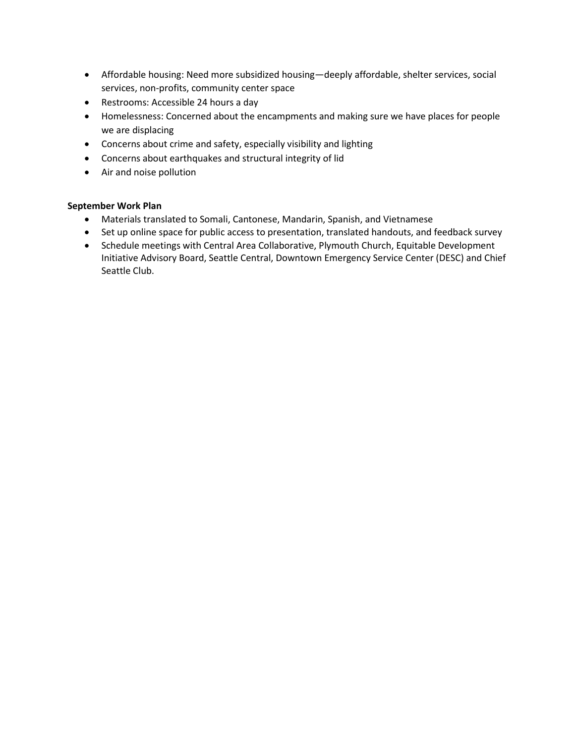- Affordable housing: Need more subsidized housing—deeply affordable, shelter services, social services, non-profits, community center space
- Restrooms: Accessible 24 hours a day
- Homelessness: Concerned about the encampments and making sure we have places for people we are displacing
- Concerns about crime and safety, especially visibility and lighting
- Concerns about earthquakes and structural integrity of lid
- Air and noise pollution

**September Work Plan**

- Materials translated to Somali, Cantonese, Mandarin, Spanish, and Vietnamese
- Set up online space for public access to presentation, translated handouts, and feedback survey
- Schedule meetings with Central Area Collaborative, Plymouth Church, Equitable Development Initiative Advisory Board, Seattle Central, Downtown Emergency Service Center (DESC) and Chief Seattle Club.